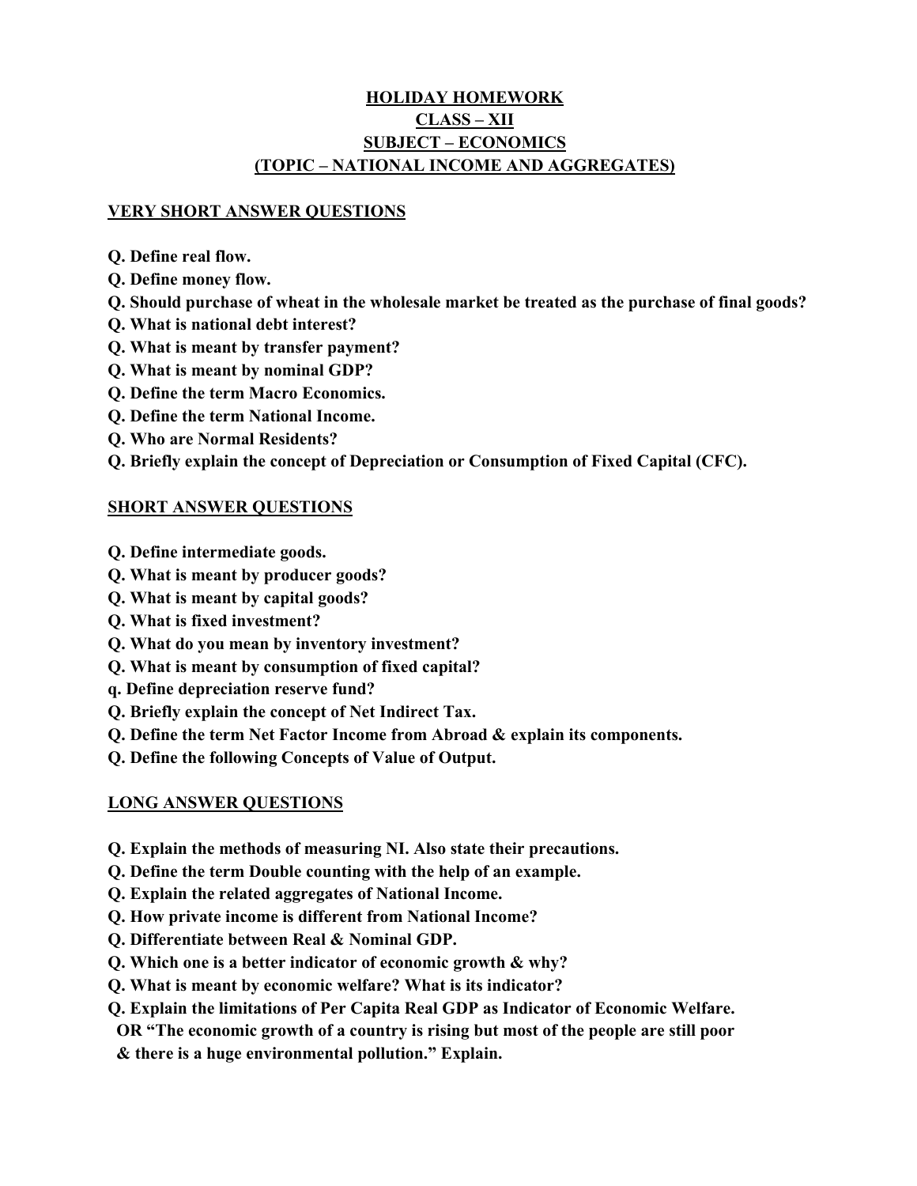# HOLIDAY HOMEWORK
# CLASS – XII
# SUBJECT – ECONOMICS
# (TOPIC – NATIONAL INCOME AND AGGREGATES)

## VERY SHORT ANSWER QUESTIONS

**Q. Define real flow.**
**Q. Define money flow.**
**Q. Should purchase of wheat in the wholesale market be treated as the purchase of final goods?**
**Q. What is national debt interest?**
**Q. What is meant by transfer payment?**
**Q. What is meant by nominal GDP?**
**Q. Define the term Macro Economics.**
**Q. Define the term National Income.**
**Q. Who are Normal Residents?**
**Q. Briefly explain the concept of Depreciation or Consumption of Fixed Capital (CFC).**

## SHORT ANSWER QUESTIONS

**Q. Define intermediate goods.**
**Q. What is meant by producer goods?**
**Q. What is meant by capital goods?**
**Q. What is fixed investment?**
**Q. What do you mean by inventory investment?**
**Q. What is meant by consumption of fixed capital?**
**q. Define depreciation reserve fund?**
**Q. Briefly explain the concept of Net Indirect Tax.**
**Q. Define the term Net Factor Income from Abroad & explain its components.**
**Q. Define the following Concepts of Value of Output.**

## LONG ANSWER QUESTIONS

**Q. Explain the methods of measuring NI. Also state their precautions.**
**Q. Define the term Double counting with the help of an example.**
**Q. Explain the related aggregates of National Income.**
**Q. How private income is different from National Income?**
**Q. Differentiate between Real & Nominal GDP.**
**Q. Which one is a better indicator of economic growth & why?**
**Q. What is meant by economic welfare? What is its indicator?**
**Q. Explain the limitations of Per Capita Real GDP as Indicator of Economic Welfare.**
**OR "The economic growth of a country is rising but most of the people are still poor & there is a huge environmental pollution." Explain.**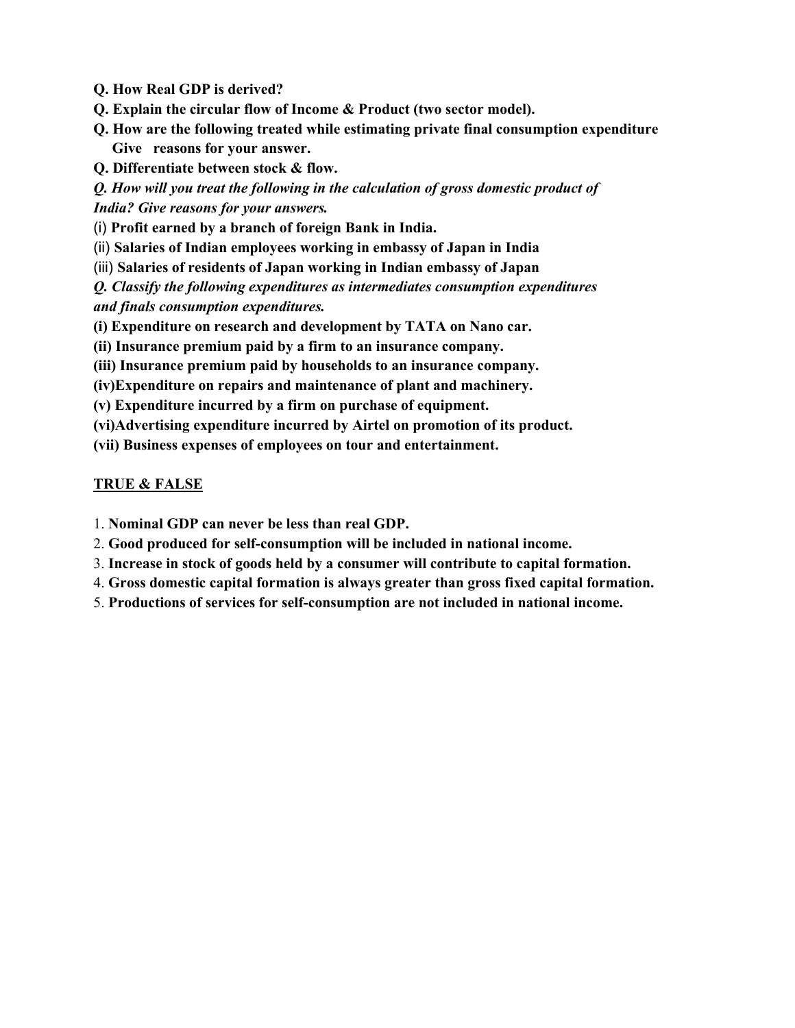**Q. How Real GDP is derived?**

**Q. Explain the circular flow of Income & Product (two sector model).**

**Q. How are the following treated while estimating private final consumption expenditure Give reasons for your answer.**

**Q. Differentiate between stock & flow.**

***Q. How will you treat the following in the calculation of gross domestic product of India? Give reasons for your answers.***

(i) **Profit earned by a branch of foreign Bank in India.**

(ii) **Salaries of Indian employees working in embassy of Japan in India**

(iii) **Salaries of residents of Japan working in Indian embassy of Japan**

***Q. Classify the following expenditures as intermediates consumption expenditures and finals consumption expenditures.***

**(i) Expenditure on research and development by TATA on Nano car.**

**(ii) Insurance premium paid by a firm to an insurance company.**

**(iii) Insurance premium paid by households to an insurance company.**

**(iv)Expenditure on repairs and maintenance of plant and machinery.**

**(v) Expenditure incurred by a firm on purchase of equipment.**

**(vi)Advertising expenditure incurred by Airtel on promotion of its product.**

**(vii) Business expenses of employees on tour and entertainment.**

**<u>TRUE & FALSE</u>**

1. **Nominal GDP can never be less than real GDP.**
2. **Good produced for self-consumption will be included in national income.**
3. **Increase in stock of goods held by a consumer will contribute to capital formation.**
4. **Gross domestic capital formation is always greater than gross fixed capital formation.**
5. **Productions of services for self-consumption are not included in national income.**